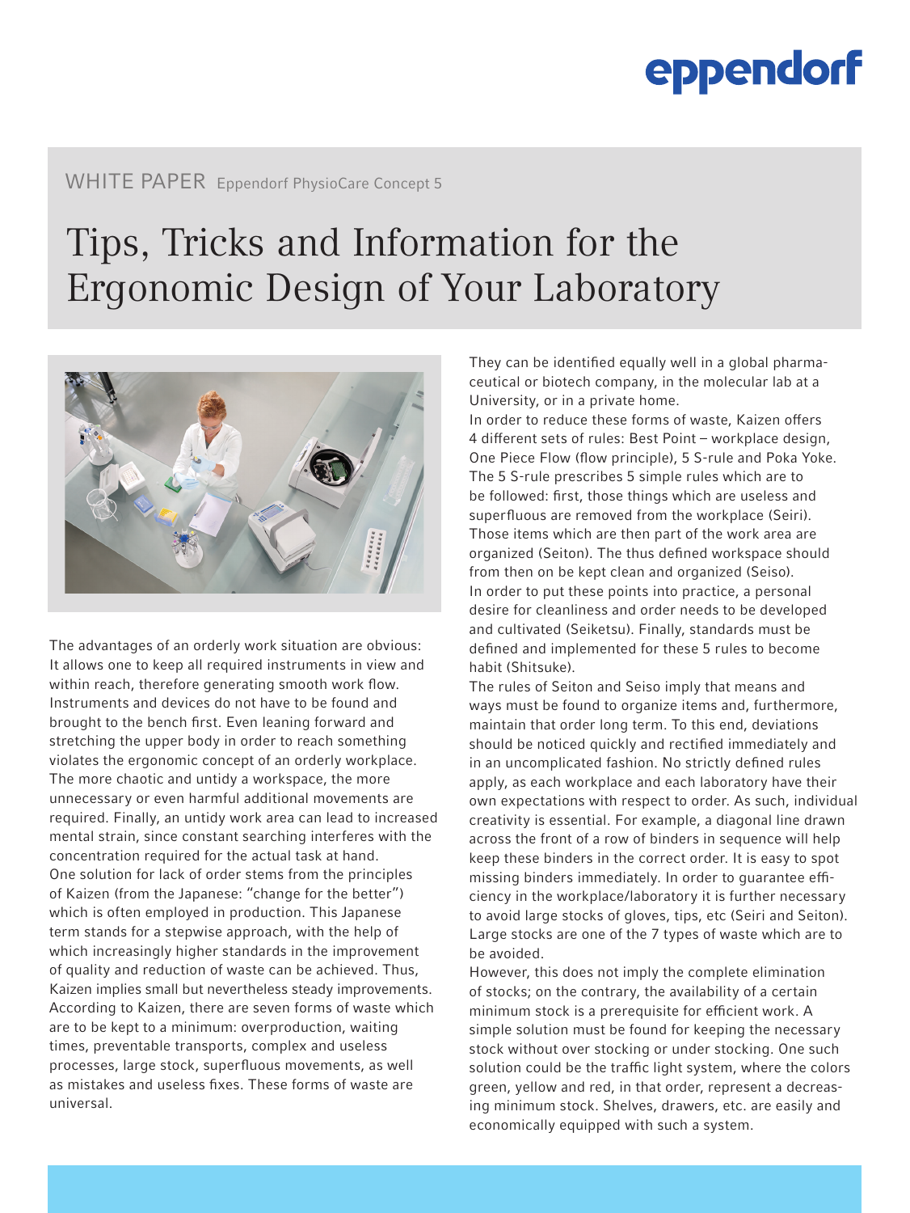WHITE PAPER Eppendorf PhysioCare Concept 5

# Tips, Tricks and Information for the Ergonomic Design of Your Laboratory

The advantages of an orderly work situation are obvious: It allows one to keep all required instruments in view and within reach, therefore generating smooth work flow. Instruments and devices do not have to be found and brought to the bench first. Even leaning forward and stretching the upper body in order to reach something violates the ergonomic concept of an orderly workplace. The more chaotic and untidy a workspace, the more unnecessary or even harmful additional movements are required. Finally, an untidy work area can lead to increased mental strain, since constant searching interferes with the concentration required for the actual task at hand.

One solution for lack of order stems from the principles of Kaizen (from the Japanese: "change for the better") which is often employed in production. This Japanese term stands for a stepwise approach, with the help of which increasingly higher standards in the improvement of quality and reduction of waste can be achieved. Thus, Kaizen implies small but nevertheless steady improvements. According to Kaizen, there are seven forms of waste which are to be kept to a minimum: overproduction, waiting times, preventable transports, complex and useless processes, large stock, superfluous movements, as well as mistakes and useless fixes. These forms of waste are universal. They can be identified equally well in a global pharmaceutical or biotech company, in the molecular lab at a University, or in a private home.

In order to reduce these forms of waste, Kaizen offers 4 different sets of rules: Best Point – workplace design, One Piece Flow (flow principle), 5 S-rule and Poka Yoke.

The 5 S-rule prescribes 5 simple rules which are to be followed: first, those things which are useless and superfluous are removed from the workplace (Seiri). Those items which are then part of the work area are organized (Seiton). The thus defined workspace should from then on be kept clean and organized (Seiso). In order to put these points into practice, a personal desire for cleanliness and order needs to be developed and cultivated (Seiketsu). Finally, standards must be defined and implemented for these 5 rules to become habit (Shitsuke).

The rules of Seiton and Seiso imply that means and ways must be found to organize items and, furthermore, maintain that order long term. To this end, deviations should be noticed quickly and rectified immediately and in an uncomplicated fashion. No strictly defined rules apply, as each workplace and each laboratory have their own expectations with respect to order. As such, individual creativity is essential. For example, a diagonal line drawn across the front of a row of binders in sequence will help keep these binders in the correct order. It is easy to spot missing binders immediately. In order to guarantee efficiency in the workplace/laboratory it is further necessary to avoid large stocks of gloves, tips, etc (Seiri and Seiton). Large stocks are one of the 7 types of waste which are to be avoided.

However, this does not imply the complete elimination of stocks; on the contrary, the availability of a certain minimum stock is a prerequisite for efficient work. A simple solution must be found for keeping the necessary stock without over stocking or under stocking. One such solution could be the traffic light system, where the colors green, yellow and red, in that order, represent a decreasing minimum stock. Shelves, drawers, etc. are easily and economically equipped with such a system.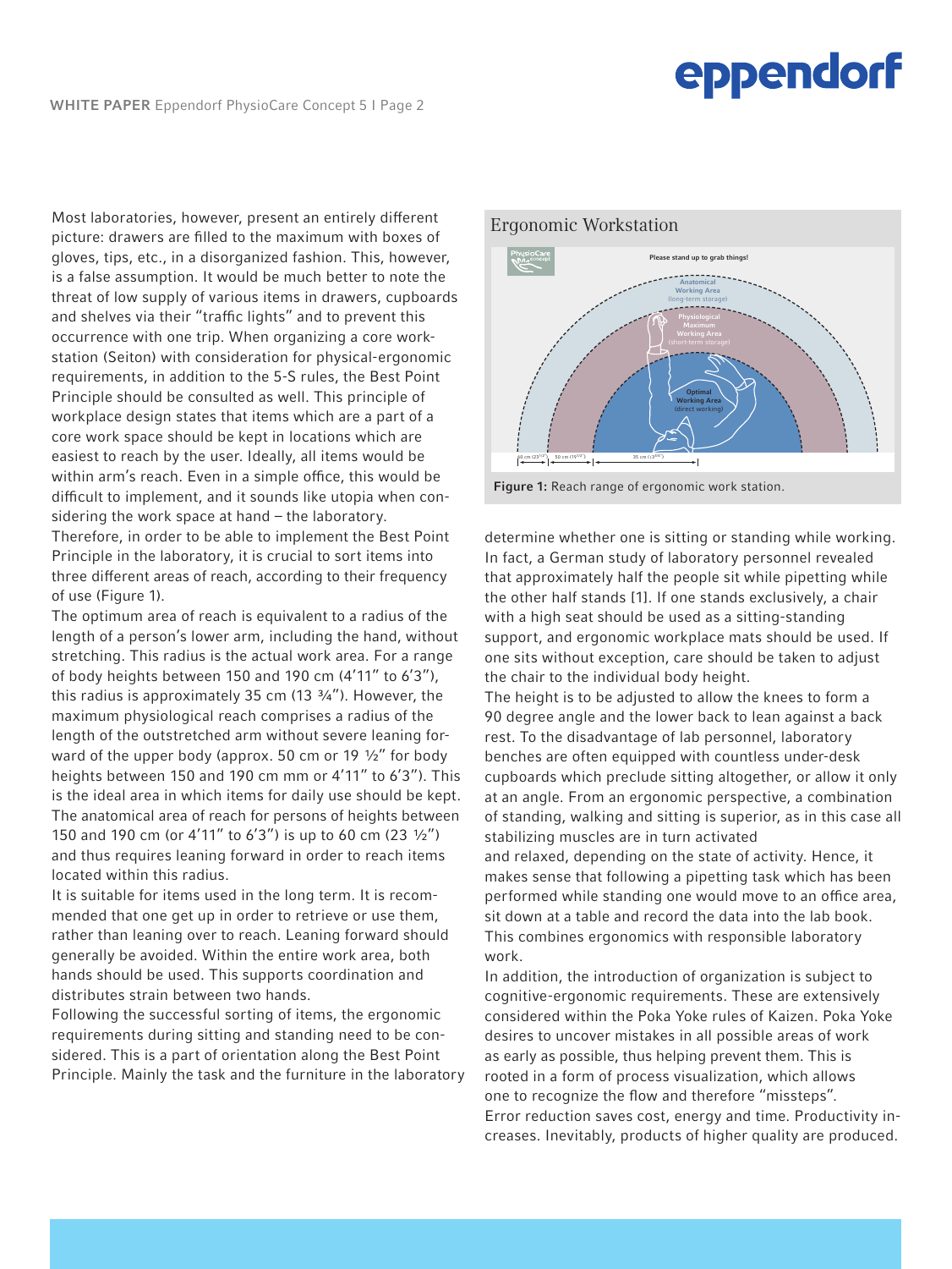Most laboratories, however, present an entirely different picture: drawers are filled to the maximum with boxes of gloves, tips, etc., in a disorganized fashion. This, however, is a false assumption. It would be much better to note the threat of low supply of various items in drawers, cupboards and shelves via their "traffic lights" and to prevent this occurrence with one trip. When organizing a core workstation (Seiton) with consideration for physical-ergonomic requirements, in addition to the 5-S rules, the Best Point Principle should be consulted as well. This principle of workplace design states that items which are a part of a core work space should be kept in locations which are easiest to reach by the user. Ideally, all items would be within arm's reach. Even in a simple office, this would be difficult to implement, and it sounds like utopia when considering the work space at hand – the laboratory.

Therefore, in order to be able to implement the Best Point Principle in the laboratory, it is crucial to sort items into three different areas of reach, according to their frequency of use (Figure 1).

The optimum area of reach is equivalent to a radius of the length of a person's lower arm, including the hand, without stretching. This radius is the actual work area. For a range of body heights between 150 and 190 cm (4'11" to 6'3"), this radius is approximately 35 cm (13 ¾"). However, the maximum physiological reach comprises a radius of the length of the outstretched arm without severe leaning forward of the upper body (approx. 50 cm or 19 ½" for body heights between 150 and 190 cm mm or 4'11" to 6'3"). This is the ideal area in which items for daily use should be kept. The anatomical area of reach for persons of heights between 150 and 190 cm (or 4'11" to 6'3") is up to 60 cm (23 ½") and thus requires leaning forward in order to reach items located within this radius.

It is suitable for items used in the long term. It is recommended that one get up in order to retrieve or use them, rather than leaning over to reach. Leaning forward should generally be avoided. Within the entire work area, both hands should be used. This supports coordination and distributes strain between two hands.

Following the successful sorting of items, the ergonomic requirements during sitting and standing need to be considered. This is a part of orientation along the Best Point Principle. Mainly the task and the furniture in the laboratory determine whether one is sitting or standing while working. In fact, a German study of laboratory personnel revealed that approximately half the people sit while pipetting while the other half stands [1]. If one stands exclusively, a chair with a high seat should be used as a sitting-standing support, and ergonomic workplace mats should be used. If one sits without exception, care should be taken to adjust the chair to the individual body height.

The height is to be adjusted to allow the knees to form a 90 degree angle and the lower back to lean against a back rest. To the disadvantage of lab personnel, laboratory benches are often equipped with countless under-desk cupboards which preclude sitting altogether, or allow it only at an angle. From an ergonomic perspective, a combination of standing, walking and sitting is superior, as in this case all stabilizing muscles are in turn activated and relaxed, depending on the state of activity. Hence, it makes sense that following a pipetting task which has been performed while standing one would move to an office area, sit down at a table and record the data into the lab book. This combines ergonomics with responsible laboratory work.

In addition, the introduction of organization is subject to cognitive-ergonomic requirements. These are extensively considered within the Poka Yoke rules of Kaizen. Poka Yoke desires to uncover mistakes in all possible areas of work as early as possible, thus helping prevent them. This is rooted in a form of process visualization, which allows one to recognize the flow and therefore "missteps". Error reduction saves cost, energy and time. Productivity increases. Inevitably, products of higher quality are produced.

### Ergonomic Workstation

**Figure 1:** Reach range of ergonomic work station.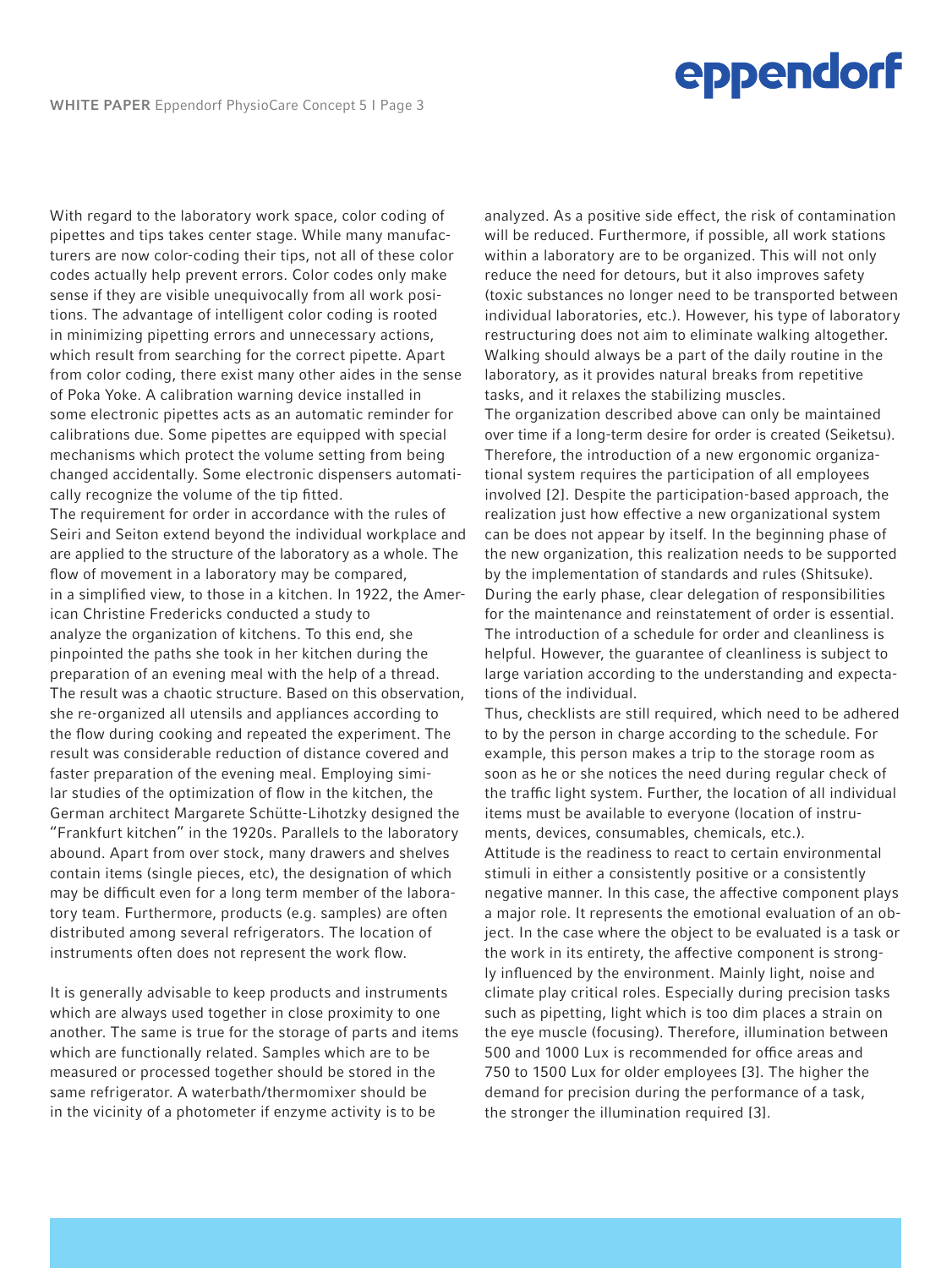With regard to the laboratory work space, color coding of pipettes and tips takes center stage. While many manufacturers are now color-coding their tips, not all of these color codes actually help prevent errors. Color codes only make sense if they are visible unequivocally from all work positions. The advantage of intelligent color coding is rooted in minimizing pipetting errors and unnecessary actions, which result from searching for the correct pipette. Apart from color coding, there exist many other aides in the sense of Poka Yoke. A calibration warning device installed in some electronic pipettes acts as an automatic reminder for calibrations due. Some pipettes are equipped with special mechanisms which protect the volume setting from being changed accidentally. Some electronic dispensers automatically recognize the volume of the tip fitted.

The requirement for order in accordance with the rules of Seiri and Seiton extend beyond the individual workplace and are applied to the structure of the laboratory as a whole. The flow of movement in a laboratory may be compared, in a simplified view, to those in a kitchen. In 1922, the American Christine Fredericks conducted a study to analyze the organization of kitchens. To this end, she pinpointed the paths she took in her kitchen during the preparation of an evening meal with the help of a thread. The result was a chaotic structure. Based on this observation, she re-organized all utensils and appliances according to the flow during cooking and repeated the experiment. The result was considerable reduction of distance covered and faster preparation of the evening meal. Employing similar studies of the optimization of flow in the kitchen, the German architect Margarete Schütte-Lihotzky designed the "Frankfurt kitchen" in the 1920s. Parallels to the laboratory abound. Apart from over stock, many drawers and shelves contain items (single pieces, etc), the designation of which may be difficult even for a long term member of the laboratory team. Furthermore, products (e.g. samples) are often distributed among several refrigerators. The location of instruments often does not represent the work flow.

It is generally advisable to keep products and instruments which are always used together in close proximity to one another. The same is true for the storage of parts and items which are functionally related. Samples which are to be measured or processed together should be stored in the same refrigerator. A waterbath/thermomixer should be in the vicinity of a photometer if enzyme activity is to be analyzed. As a positive side effect, the risk of contamination will be reduced. Furthermore, if possible, all work stations within a laboratory are to be organized. This will not only reduce the need for detours, but it also improves safety (toxic substances no longer need to be transported between individual laboratories, etc.). However, his type of laboratory restructuring does not aim to eliminate walking altogether. Walking should always be a part of the daily routine in the laboratory, as it provides natural breaks from repetitive tasks, and it relaxes the stabilizing muscles.

The organization described above can only be maintained over time if a long-term desire for order is created (Seiketsu). Therefore, the introduction of a new ergonomic organizational system requires the participation of all employees involved [2]. Despite the participation-based approach, the realization just how effective a new organizational system can be does not appear by itself. In the beginning phase of the new organization, this realization needs to be supported by the implementation of standards and rules (Shitsuke). During the early phase, clear delegation of responsibilities for the maintenance and reinstatement of order is essential. The introduction of a schedule for order and cleanliness is helpful. However, the guarantee of cleanliness is subject to large variation according to the understanding and expectations of the individual.

Thus, checklists are still required, which need to be adhered to by the person in charge according to the schedule. For example, this person makes a trip to the storage room as soon as he or she notices the need during regular check of the traffic light system. Further, the location of all individual items must be available to everyone (location of instruments, devices, consumables, chemicals, etc.).

Attitude is the readiness to react to certain environmental stimuli in either a consistently positive or a consistently negative manner. In this case, the affective component plays a major role. It represents the emotional evaluation of an object. In the case where the object to be evaluated is a task or the work in its entirety, the affective component is strongly influenced by the environment. Mainly light, noise and climate play critical roles. Especially during precision tasks such as pipetting, light which is too dim places a strain on the eye muscle (focusing). Therefore, illumination between 500 and 1000 Lux is recommended for office areas and 750 to 1500 Lux for older employees [3]. The higher the demand for precision during the performance of a task, the stronger the illumination required [3].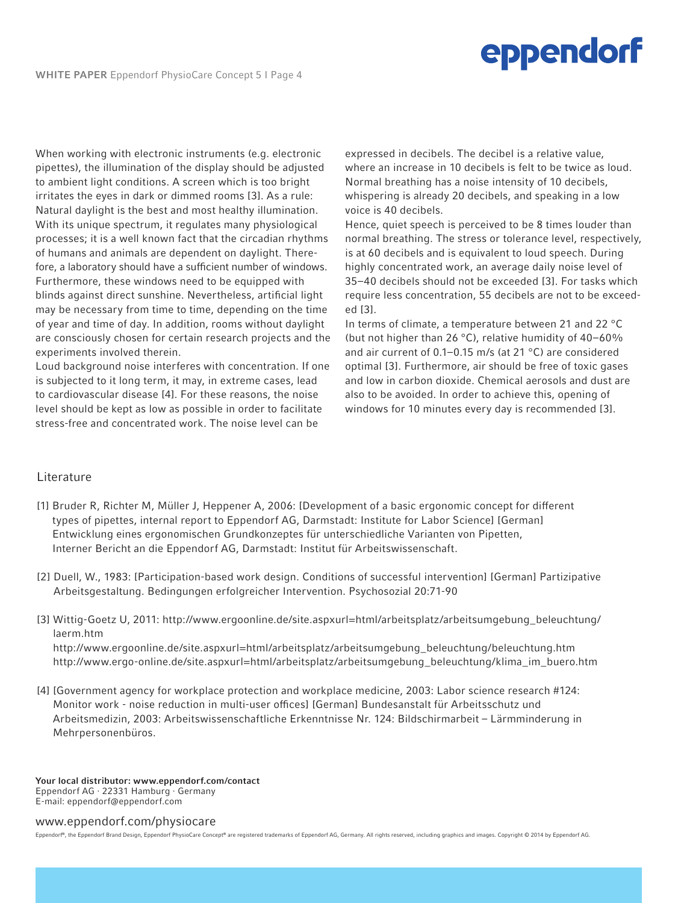When working with electronic instruments (e.g. electronic pipettes), the illumination of the display should be adjusted to ambient light conditions. A screen which is too bright irritates the eyes in dark or dimmed rooms [3]. As a rule: Natural daylight is the best and most healthy illumination. With its unique spectrum, it regulates many physiological processes; it is a well known fact that the circadian rhythms of humans and animals are dependent on daylight. Therefore, a laboratory should have a sufficient number of windows. Furthermore, these windows need to be equipped with blinds against direct sunshine. Nevertheless, artificial light may be necessary from time to time, depending on the time of year and time of day. In addition, rooms without daylight are consciously chosen for certain research projects and the experiments involved therein.

Loud background noise interferes with concentration. If one is subjected to it long term, it may, in extreme cases, lead to cardiovascular disease [4]. For these reasons, the noise level should be kept as low as possible in order to facilitate stress-free and concentrated work. The noise level can be expressed in decibels. The decibel is a relative value, where an increase in 10 decibels is felt to be twice as loud. Normal breathing has a noise intensity of 10 decibels, whispering is already 20 decibels, and speaking in a low voice is 40 decibels.

Hence, quiet speech is perceived to be 8 times louder than normal breathing. The stress or tolerance level, respectively, is at 60 decibels and is equivalent to loud speech. During highly concentrated work, an average daily noise level of 35–40 decibels should not be exceeded [3]. For tasks which require less concentration, 55 decibels are not to be exceeded [3].

In terms of climate, a temperature between 21 and 22 °C (but not higher than 26 °C), relative humidity of 40–60% and air current of 0.1–0.15 m/s (at 21 °C) are considered optimal [3]. Furthermore, air should be free of toxic gases and low in carbon dioxide. Chemical aerosols and dust are also to be avoided. In order to achieve this, opening of windows for 10 minutes every day is recommended [3].

## Literature

[1] Bruder R, Richter M, Müller J, Heppener A, 2006: [Development of a basic ergonomic concept for different types of pipettes, internal report to Eppendorf AG, Darmstadt: Institute for Labor Science] [German] Entwicklung eines ergonomischen Grundkonzeptes für unterschiedliche Varianten von Pipetten, Interner Bericht an die Eppendorf AG, Darmstadt: Institut für Arbeitswissenschaft.

[2] Duell, W., 1983: [Participation-based work design. Conditions of successful intervention] [German] Partizipative Arbeitsgestaltung. Bedingungen erfolgreicher Intervention. Psychosozial 20:71-90

[3] Wittig-Goetz U, 2011: http://www.ergoonline.de/site.aspxurl=html/arbeitsplatz/arbeitsumgebung_beleuchtung/laerm.htm
http://www.ergoonline.de/site.aspxurl=html/arbeitsplatz/arbeitsumgebung_beleuchtung/beleuchtung.htm
http://www.ergo-online.de/site.aspxurl=html/arbeitsplatz/arbeitsumgebung_beleuchtung/klima_im_buero.htm

[4] [Government agency for workplace protection and workplace medicine, 2003: Labor science research #124: Monitor work - noise reduction in multi-user offices] [German] Bundesanstalt für Arbeitsschutz und Arbeitsmedizin, 2003: Arbeitswissenschaftliche Erkenntnisse Nr. 124: Bildschirmarbeit – Lärmminderung in Mehrpersonenbüros.

**Your local distributor: www.eppendorf.com/contact**
Eppendorf AG · 22331 Hamburg · Germany
E-mail: eppendorf@eppendorf.com

www.eppendorf.com/physiocare

Eppendorf®, the Eppendorf Brand Design, Eppendorf PhysioCare Concept® are registered trademarks of Eppendorf AG, Germany. All rights reserved, including graphics and images. Copyright © 2014 by Eppendorf AG.